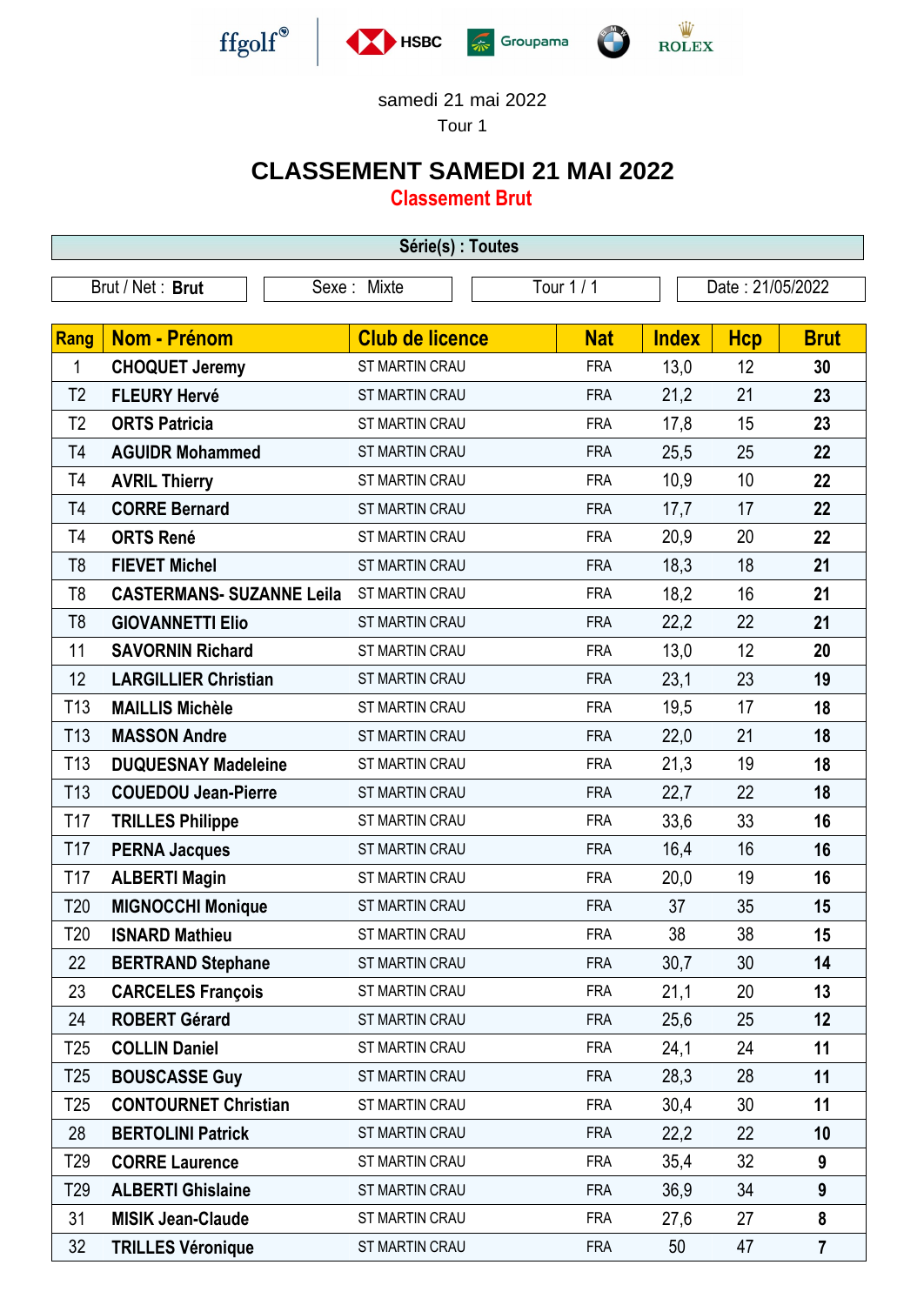samedi 21 mai 2022

Tour 1

# CLASSEMENT SAMEDI 21 MAI 2022

## Classement Brut

**Série(s) : Toutes**

| Brut / Net : **Brut** | Sexe : Mixte | Tour 1 / 1 | Date : 21/05/2022 |
|---|---|---|---|

| Rang | Nom - Prénom | Club de licence | Nat | Index | Hcp | Brut |
|---|---|---|---|---|---|---|
| 1 | CHOQUET Jeremy | ST MARTIN CRAU | FRA | 13,0 | 12 | 30 |
| T2 | FLEURY Hervé | ST MARTIN CRAU | FRA | 21,2 | 21 | 23 |
| T2 | ORTS Patricia | ST MARTIN CRAU | FRA | 17,8 | 15 | 23 |
| T4 | AGUIDR Mohammed | ST MARTIN CRAU | FRA | 25,5 | 25 | 22 |
| T4 | AVRIL Thierry | ST MARTIN CRAU | FRA | 10,9 | 10 | 22 |
| T4 | CORRE Bernard | ST MARTIN CRAU | FRA | 17,7 | 17 | 22 |
| T4 | ORTS René | ST MARTIN CRAU | FRA | 20,9 | 20 | 22 |
| T8 | FIEVET Michel | ST MARTIN CRAU | FRA | 18,3 | 18 | 21 |
| T8 | CASTERMANS- SUZANNE Leila | ST MARTIN CRAU | FRA | 18,2 | 16 | 21 |
| T8 | GIOVANNETTI Elio | ST MARTIN CRAU | FRA | 22,2 | 22 | 21 |
| 11 | SAVORNIN Richard | ST MARTIN CRAU | FRA | 13,0 | 12 | 20 |
| 12 | LARGILLIER Christian | ST MARTIN CRAU | FRA | 23,1 | 23 | 19 |
| T13 | MAILLIS Michèle | ST MARTIN CRAU | FRA | 19,5 | 17 | 18 |
| T13 | MASSON Andre | ST MARTIN CRAU | FRA | 22,0 | 21 | 18 |
| T13 | DUQUESNAY Madeleine | ST MARTIN CRAU | FRA | 21,3 | 19 | 18 |
| T13 | COUEDOU Jean-Pierre | ST MARTIN CRAU | FRA | 22,7 | 22 | 18 |
| T17 | TRILLES Philippe | ST MARTIN CRAU | FRA | 33,6 | 33 | 16 |
| T17 | PERNA Jacques | ST MARTIN CRAU | FRA | 16,4 | 16 | 16 |
| T17 | ALBERTI Magin | ST MARTIN CRAU | FRA | 20,0 | 19 | 16 |
| T20 | MIGNOCCHI Monique | ST MARTIN CRAU | FRA | 37 | 35 | 15 |
| T20 | ISNARD Mathieu | ST MARTIN CRAU | FRA | 38 | 38 | 15 |
| 22 | BERTRAND Stephane | ST MARTIN CRAU | FRA | 30,7 | 30 | 14 |
| 23 | CARCELES François | ST MARTIN CRAU | FRA | 21,1 | 20 | 13 |
| 24 | ROBERT Gérard | ST MARTIN CRAU | FRA | 25,6 | 25 | 12 |
| T25 | COLLIN Daniel | ST MARTIN CRAU | FRA | 24,1 | 24 | 11 |
| T25 | BOUSCASSE Guy | ST MARTIN CRAU | FRA | 28,3 | 28 | 11 |
| T25 | CONTOURNET Christian | ST MARTIN CRAU | FRA | 30,4 | 30 | 11 |
| 28 | BERTOLINI Patrick | ST MARTIN CRAU | FRA | 22,2 | 22 | 10 |
| T29 | CORRE Laurence | ST MARTIN CRAU | FRA | 35,4 | 32 | 9 |
| T29 | ALBERTI Ghislaine | ST MARTIN CRAU | FRA | 36,9 | 34 | 9 |
| 31 | MISIK Jean-Claude | ST MARTIN CRAU | FRA | 27,6 | 27 | 8 |
| 32 | TRILLES Véronique | ST MARTIN CRAU | FRA | 50 | 47 | 7 |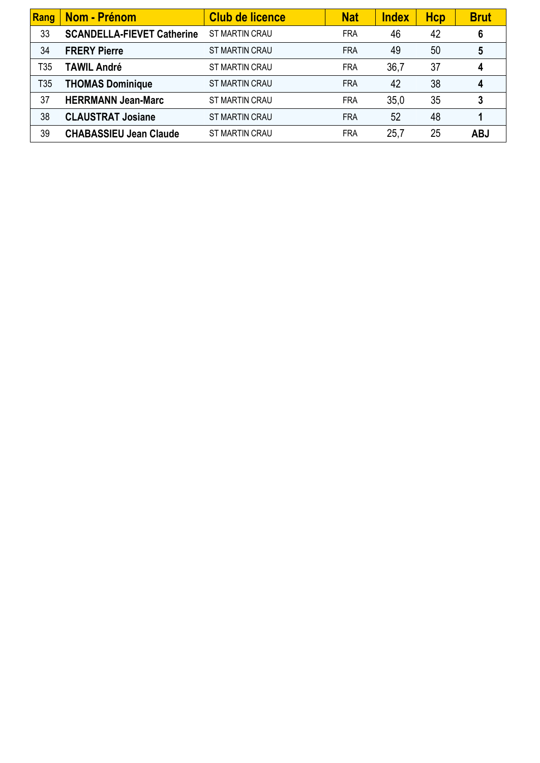| Rang | Nom - Prénom | Club de licence | Nat | Index | Hcp | Brut |
|---|---|---|---|---|---|---|
| 33 | **SCANDELLA-FIEVET Catherine** | ST MARTIN CRAU | FRA | 46 | 42 | **6** |
| 34 | **FRERY Pierre** | ST MARTIN CRAU | FRA | 49 | 50 | **5** |
| T35 | **TAWIL André** | ST MARTIN CRAU | FRA | 36,7 | 37 | **4** |
| T35 | **THOMAS Dominique** | ST MARTIN CRAU | FRA | 42 | 38 | **4** |
| 37 | **HERRMANN Jean-Marc** | ST MARTIN CRAU | FRA | 35,0 | 35 | **3** |
| 38 | **CLAUSTRAT Josiane** | ST MARTIN CRAU | FRA | 52 | 48 | **1** |
| 39 | **CHABASSIEU Jean Claude** | ST MARTIN CRAU | FRA | 25,7 | 25 | **ABJ** |